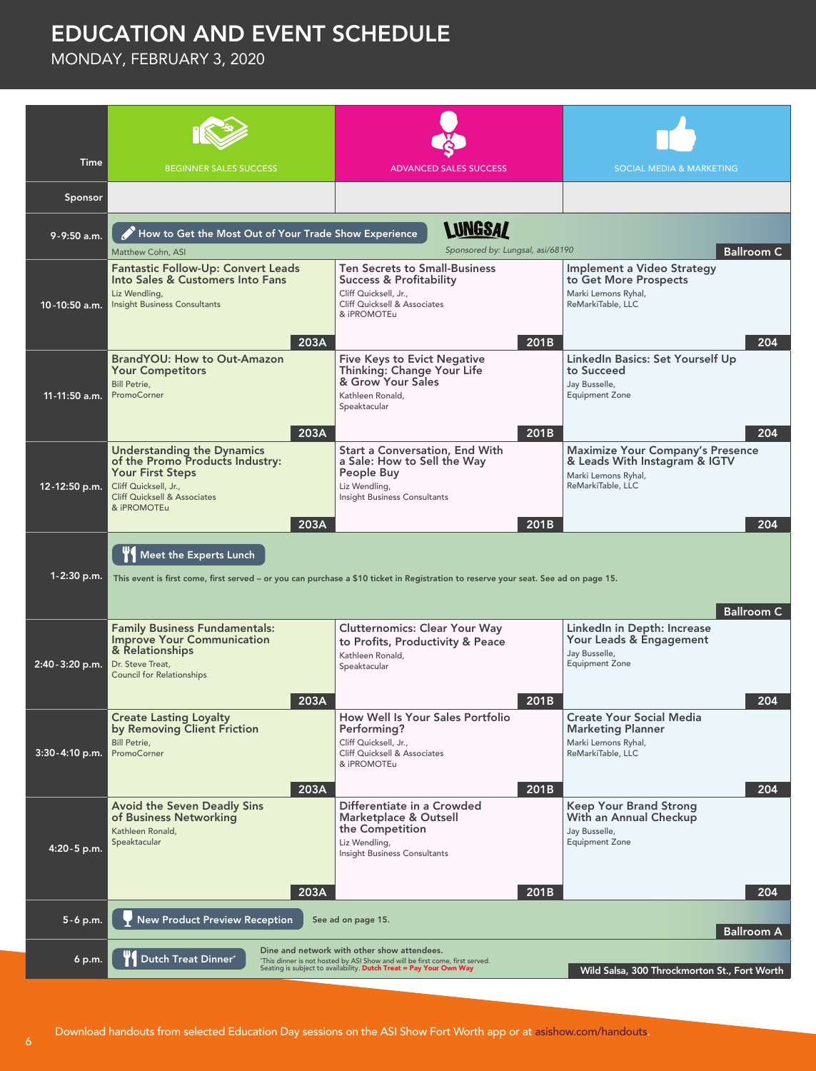# EDUCATION AND EVENT SCHEDULE

MONDAY, FEBRUARY 3, 2020

| Time | BEGINNER SALES SUCCESS | ADVANCED SALES SUCCESS | SOCIAL MEDIA & MARKETING |
|---|---|---|---|
| Sponsor | | | |
| 9-9:50 a.m. | **How to Get the Most Out of Your Trade Show Experience** Matthew Cohn, ASI — Sponsored by: Lungsal, asi/68190 — Ballroom C | | |
| 10-10:50 a.m. | **Fantastic Follow-Up: Convert Leads Into Sales & Customers Into Fans** Liz Wendling, Insight Business Consultants — 203A | **Ten Secrets to Small-Business Success & Profitability** Cliff Quicksell, Jr., Cliff Quicksell & Associates & iPROMOTEu — 201B | **Implement a Video Strategy to Get More Prospects** Marki Lemons Ryhal, ReMarkiTable, LLC — 204 |
| 11-11:50 a.m. | **BrandYOU: How to Out-Amazon Your Competitors** Bill Petrie, PromoCorner — 203A | **Five Keys to Evict Negative Thinking: Change Your Life & Grow Your Sales** Kathleen Ronald, Speaktacular — 201B | **LinkedIn Basics: Set Yourself Up to Succeed** Jay Busselle, Equipment Zone — 204 |
| 12-12:50 p.m. | **Understanding the Dynamics of the Promo Products Industry: Your First Steps** Cliff Quicksell, Jr., Cliff Quicksell & Associates & iPROMOTEu — 203A | **Start a Conversation, End With a Sale: How to Sell the Way People Buy** Liz Wendling, Insight Business Consultants — 201B | **Maximize Your Company's Presence & Leads With Instagram & IGTV** Marki Lemons Ryhal, ReMarkiTable, LLC — 204 |
| 1-2:30 p.m. | **Meet the Experts Lunch** This event is first come, first served – or you can purchase a $10 ticket in Registration to reserve your seat. See ad on page 15. — Ballroom C | | |
| 2:40-3:20 p.m. | **Family Business Fundamentals: Improve Your Communication & Relationships** Dr. Steve Treat, Council for Relationships — 203A | **Clutternomics: Clear Your Way to Profits, Productivity & Peace** Kathleen Ronald, Speaktacular — 201B | **LinkedIn in Depth: Increase Your Leads & Engagement** Jay Busselle, Equipment Zone — 204 |
| 3:30-4:10 p.m. | **Create Lasting Loyalty by Removing Client Friction** Bill Petrie, PromoCorner — 203A | **How Well Is Your Sales Portfolio Performing?** Cliff Quicksell, Jr., Cliff Quicksell & Associates & iPROMOTEu — 201B | **Create Your Social Media Marketing Planner** Marki Lemons Ryhal, ReMarkiTable, LLC — 204 |
| 4:20-5 p.m. | **Avoid the Seven Deadly Sins of Business Networking** Kathleen Ronald, Speaktacular — 203A | **Differentiate in a Crowded Marketplace & Outsell the Competition** Liz Wendling, Insight Business Consultants — 201B | **Keep Your Brand Strong With an Annual Checkup** Jay Busselle, Equipment Zone — 204 |
| 5-6 p.m. | **New Product Preview Reception** See ad on page 15. — Ballroom A | | |
| 6 p.m. | **Dutch Treat Dinner*** Dine and network with other show attendees. *This dinner is not hosted by ASI Show and will be first come, first served. Seating is subject to availability. Dutch Treat = Pay Your Own Way — Wild Salsa, 300 Throckmorton St., Fort Worth | | |

Download handouts from selected Education Day sessions on the ASI Show Fort Worth app or at asishow.com/handouts.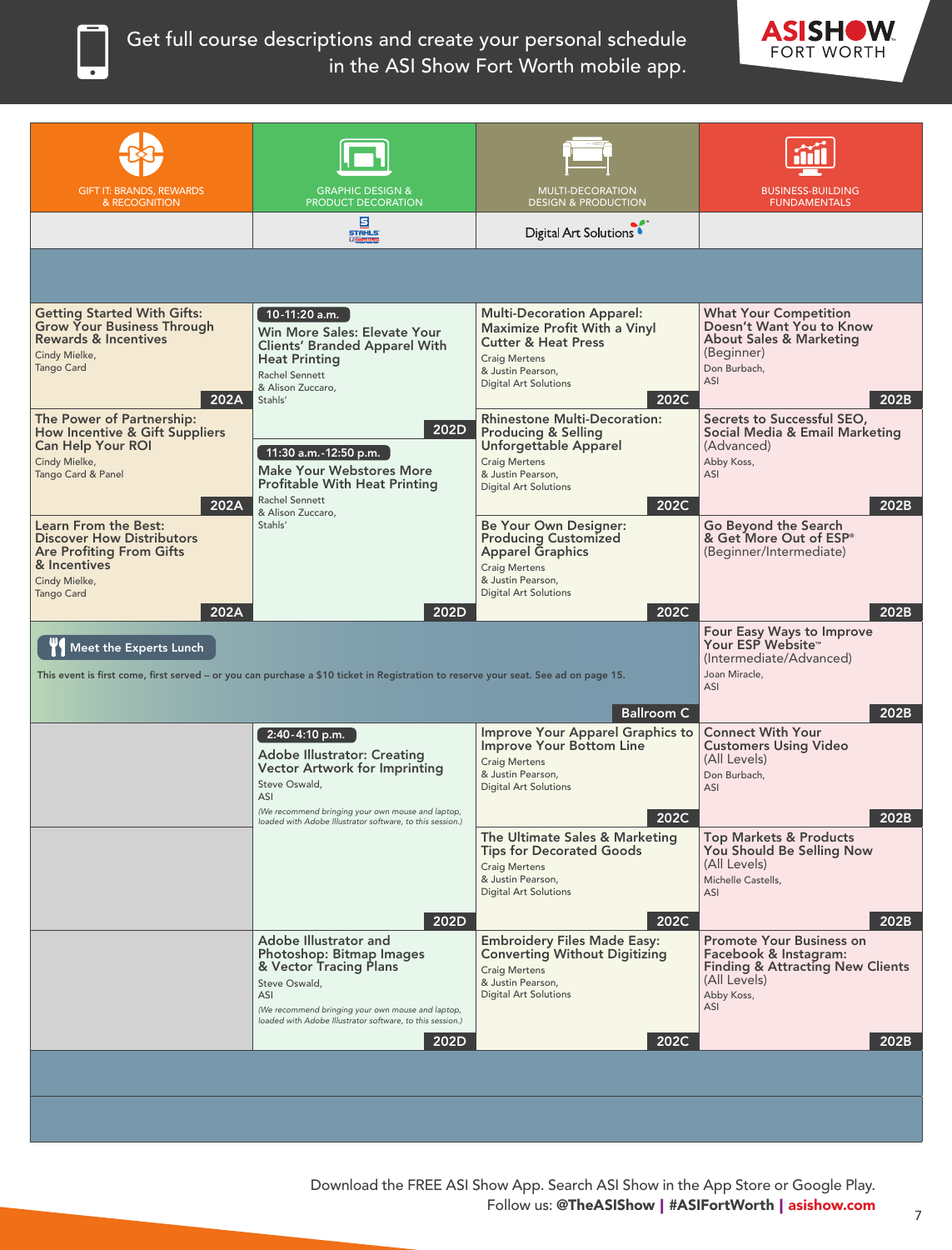Get full course descriptions and create your personal schedule in the ASI Show Fort Worth mobile app.

| GIFT IT: BRANDS, REWARDS & RECOGNITION | GRAPHIC DESIGN & PRODUCT DECORATION | MULTI-DECORATION DESIGN & PRODUCTION | BUSINESS-BUILDING FUNDAMENTALS |
|---|---|---|---|
| | STAHLS' | Digital Art Solutions | |
| **Getting Started With Gifts: Grow Your Business Through Rewards & Incentives** Cindy Mielke, Tango Card — 202A | **10-11:20 a.m.** **Win More Sales: Elevate Your Clients' Branded Apparel With Heat Printing** Rachel Sennett & Alison Zuccaro, Stahls' — 202D | **Multi-Decoration Apparel: Maximize Profit With a Vinyl Cutter & Heat Press** Craig Mertens & Justin Pearson, Digital Art Solutions — 202C | **What Your Competition Doesn't Want You to Know About Sales & Marketing** (Beginner) Don Burbach, ASI — 202B |
| **The Power of Partnership: How Incentive & Gift Suppliers Can Help Your ROI** Cindy Mielke, Tango Card & Panel — 202A | **11:30 a.m.-12:50 p.m.** **Make Your Webstores More Profitable With Heat Printing** Rachel Sennett & Alison Zuccaro, Stahls' — 202D | **Rhinestone Multi-Decoration: Producing & Selling Unforgettable Apparel** Craig Mertens & Justin Pearson, Digital Art Solutions — 202C | **Secrets to Successful SEO, Social Media & Email Marketing** (Advanced) Abby Koss, ASI — 202B |
| **Learn From the Best: Discover How Distributors Are Profiting From Gifts & Incentives** Cindy Mielke, Tango Card — 202A | | **Be Your Own Designer: Producing Customized Apparel Graphics** Craig Mertens & Justin Pearson, Digital Art Solutions — 202C | **Go Beyond the Search & Get More Out of ESP®** (Beginner/Intermediate) — 202B |
| **Meet the Experts Lunch** This event is first come, first served – or you can purchase a $10 ticket in Registration to reserve your seat. See ad on page 15. — Ballroom C | | | **Four Easy Ways to Improve Your ESP Website™** (Intermediate/Advanced) Joan Miracle, ASI — 202B |
| | **2:40-4:10 p.m.** **Adobe Illustrator: Creating Vector Artwork for Imprinting** Steve Oswald, ASI *(We recommend bringing your own mouse and laptop, loaded with Adobe Illustrator software, to this session.)* — 202D | **Improve Your Apparel Graphics to Improve Your Bottom Line** Craig Mertens & Justin Pearson, Digital Art Solutions — 202C | **Connect With Your Customers Using Video** (All Levels) Don Burbach, ASI — 202B |
| | | **The Ultimate Sales & Marketing Tips for Decorated Goods** Craig Mertens & Justin Pearson, Digital Art Solutions — 202C | **Top Markets & Products You Should Be Selling Now** (All Levels) Michelle Castells, ASI — 202B |
| | **Adobe Illustrator and Photoshop: Bitmap Images & Vector Tracing Plans** Steve Oswald, ASI *(We recommend bringing your own mouse and laptop, loaded with Adobe Illustrator software, to this session.)* — 202D | **Embroidery Files Made Easy: Converting Without Digitizing** Craig Mertens & Justin Pearson, Digital Art Solutions — 202C | **Promote Your Business on Facebook & Instagram: Finding & Attracting New Clients** (All Levels) Abby Koss, ASI — 202B |

Download the FREE ASI Show App. Search ASI Show in the App Store or Google Play.
Follow us: **@TheASIShow** | **#ASIFortWorth** | **asishow.com**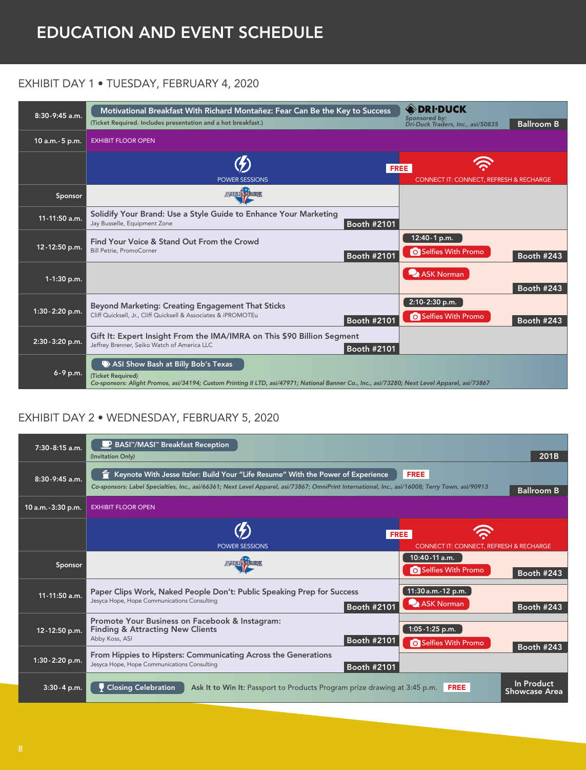# EDUCATION AND EVENT SCHEDULE

## EXHIBIT DAY 1 • TUESDAY, FEBRUARY 4, 2020

| | | |
|---|---|---|
| 8:30-9:45 a.m. | **Motivational Breakfast With Richard Montañez: Fear Can Be the Key to Success** (Ticket Required. Includes presentation and a hot breakfast.) *Sponsored by: Dri-Duck Traders, Inc., asi/50835* | Ballroom B |
| 10 a.m.-5 p.m. | EXHIBIT FLOOR OPEN | |
| | POWER SESSIONS | FREE CONNECT IT: CONNECT, REFRESH & RECHARGE |
| Sponsor | AMERAMARK | |
| 11-11:50 a.m. | **Solidify Your Brand: Use a Style Guide to Enhance Your Marketing** Jay Busselle, Equipment Zone — Booth #2101 | |
| 12-12:50 p.m. | **Find Your Voice & Stand Out From the Crowd** Bill Petrie, PromoCorner — Booth #2101 | 12:40-1 p.m. Selfies With Promo — Booth #243 |
| 1-1:30 p.m. | | ASK Norman — Booth #243 |
| 1:30-2:20 p.m. | **Beyond Marketing: Creating Engagement That Sticks** Cliff Quicksell, Jr., Cliff Quicksell & Associates & iPROMOTEu — Booth #2101 | 2:10-2:30 p.m. Selfies With Promo — Booth #243 |
| 2:30-3:20 p.m. | **Gift It: Expert Insight From the IMA/IMRA on This $90 Billion Segment** Jeffrey Brenner, Seiko Watch of America LLC — Booth #2101 | |
| 6-9 p.m. | **ASI Show Bash at Billy Bob's Texas** (Ticket Required) *Co-sponsors: Alight Promos, asi/34194; Custom Printing II LTD, asi/47971; National Banner Co., Inc., asi/73280; Next Level Apparel, asi/73867* | |

## EXHIBIT DAY 2 • WEDNESDAY, FEBRUARY 5, 2020

| | | |
|---|---|---|
| 7:30-8:15 a.m. | **BASI™/MASI™ Breakfast Reception** (Invitation Only) | 201B |
| 8:30-9:45 a.m. | **Keynote With Jesse Itzler: Build Your "Life Resume" With the Power of Experience** FREE *Co-sponsors: Label Specialties, Inc., asi/66361; Next Level Apparel, asi/73867; OmniPrint International, Inc., asi/16008; Terry Town, asi/90913* | Ballroom B |
| 10 a.m.-3:30 p.m. | EXHIBIT FLOOR OPEN | |
| | POWER SESSIONS | FREE CONNECT IT: CONNECT, REFRESH & RECHARGE |
| Sponsor | AMERAMARK | 10:40-11 a.m. Selfies With Promo — Booth #243 |
| 11-11:50 a.m. | **Paper Clips Work, Naked People Don't: Public Speaking Prep for Success** Jesyca Hope, Hope Communications Consulting — Booth #2101 | 11:30 a.m.-12 p.m. ASK Norman — Booth #243 |
| 12-12:50 p.m. | **Promote Your Business on Facebook & Instagram: Finding & Attracting New Clients** Abby Koss, ASI — Booth #2101 | 1:05-1:25 p.m. Selfies With Promo — Booth #243 |
| 1:30-2:20 p.m. | **From Hippies to Hipsters: Communicating Across the Generations** Jesyca Hope, Hope Communications Consulting — Booth #2101 | |
| 3:30-4 p.m. | **Closing Celebration** Ask It to Win It: Passport to Products Program prize drawing at 3:45 p.m. FREE | In Product Showcase Area |